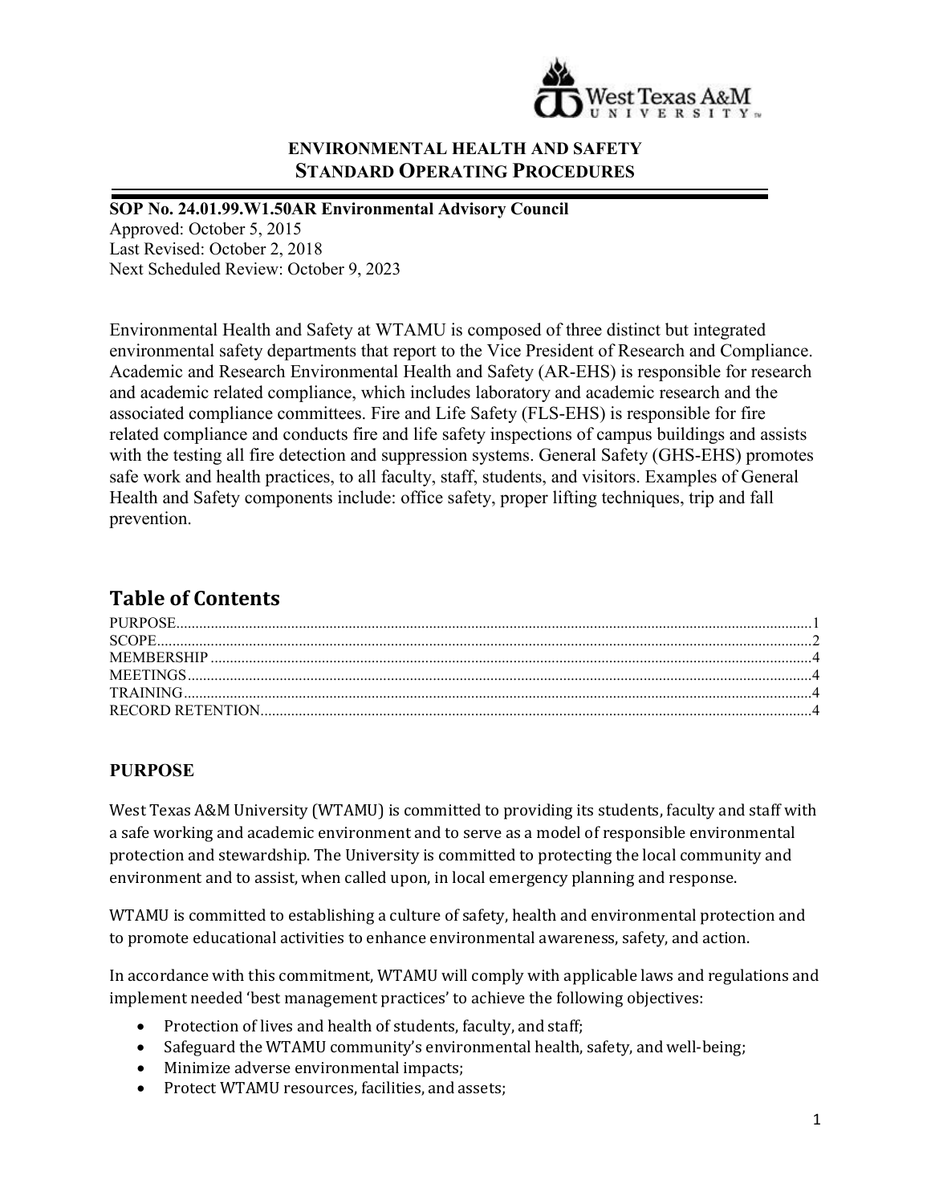**ENVIRONMENTAL HEALTH AND SAFETY**
**STANDARD OPERATING PROCEDURES**

**SOP No. 24.01.99.W1.50AR Environmental Advisory Council**
Approved: October 5, 2015
Last Revised: October 2, 2018
Next Scheduled Review: October 9, 2023

Environmental Health and Safety at WTAMU is composed of three distinct but integrated environmental safety departments that report to the Vice President of Research and Compliance. Academic and Research Environmental Health and Safety (AR-EHS) is responsible for research and academic related compliance, which includes laboratory and academic research and the associated compliance committees. Fire and Life Safety (FLS-EHS) is responsible for fire related compliance and conducts fire and life safety inspections of campus buildings and assists with the testing all fire detection and suppression systems. General Safety (GHS-EHS) promotes safe work and health practices, to all faculty, staff, students, and visitors. Examples of General Health and Safety components include: office safety, proper lifting techniques, trip and fall prevention.

## Table of Contents

PURPOSE....................1
SCOPE....................2
MEMBERSHIP....................4
MEETINGS....................4
TRAINING....................4
RECORD RETENTION....................4

## PURPOSE

West Texas A&M University (WTAMU) is committed to providing its students, faculty and staff with a safe working and academic environment and to serve as a model of responsible environmental protection and stewardship. The University is committed to protecting the local community and environment and to assist, when called upon, in local emergency planning and response.

WTAMU is committed to establishing a culture of safety, health and environmental protection and to promote educational activities to enhance environmental awareness, safety, and action.

In accordance with this commitment, WTAMU will comply with applicable laws and regulations and implement needed 'best management practices' to achieve the following objectives:

- Protection of lives and health of students, faculty, and staff;
- Safeguard the WTAMU community's environmental health, safety, and well-being;
- Minimize adverse environmental impacts;
- Protect WTAMU resources, facilities, and assets;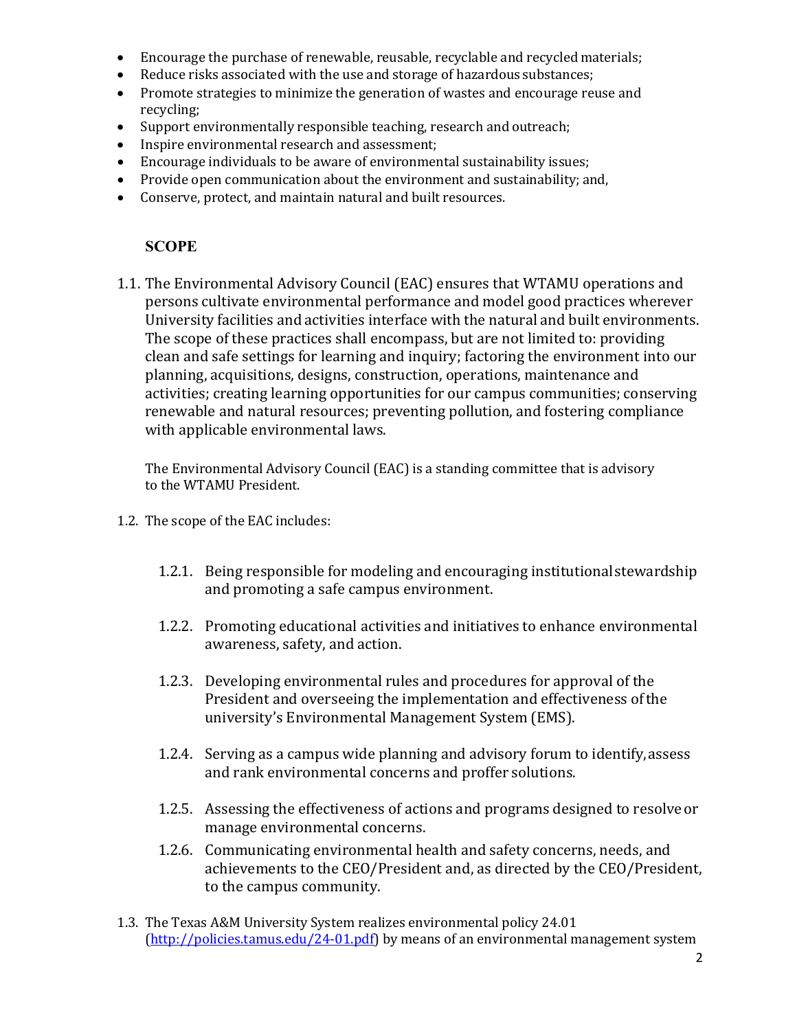- Encourage the purchase of renewable, reusable, recyclable and recycled materials;
- Reduce risks associated with the use and storage of hazardous substances;
- Promote strategies to minimize the generation of wastes and encourage reuse and recycling;
- Support environmentally responsible teaching, research and outreach;
- Inspire environmental research and assessment;
- Encourage individuals to be aware of environmental sustainability issues;
- Provide open communication about the environment and sustainability; and,
- Conserve, protect, and maintain natural and built resources.

## SCOPE

1.1. The Environmental Advisory Council (EAC) ensures that WTAMU operations and persons cultivate environmental performance and model good practices wherever University facilities and activities interface with the natural and built environments. The scope of these practices shall encompass, but are not limited to: providing clean and safe settings for learning and inquiry; factoring the environment into our planning, acquisitions, designs, construction, operations, maintenance and activities; creating learning opportunities for our campus communities; conserving renewable and natural resources; preventing pollution, and fostering compliance with applicable environmental laws.

The Environmental Advisory Council (EAC) is a standing committee that is advisory to the WTAMU President.

1.2. The scope of the EAC includes:

1.2.1. Being responsible for modeling and encouraging institutional stewardship and promoting a safe campus environment.

1.2.2. Promoting educational activities and initiatives to enhance environmental awareness, safety, and action.

1.2.3. Developing environmental rules and procedures for approval of the President and overseeing the implementation and effectiveness of the university's Environmental Management System (EMS).

1.2.4. Serving as a campus wide planning and advisory forum to identify, assess and rank environmental concerns and proffer solutions.

1.2.5. Assessing the effectiveness of actions and programs designed to resolve or manage environmental concerns.

1.2.6. Communicating environmental health and safety concerns, needs, and achievements to the CEO/President and, as directed by the CEO/President, to the campus community.

1.3. The Texas A&M University System realizes environmental policy 24.01 (http://policies.tamus.edu/24-01.pdf) by means of an environmental management system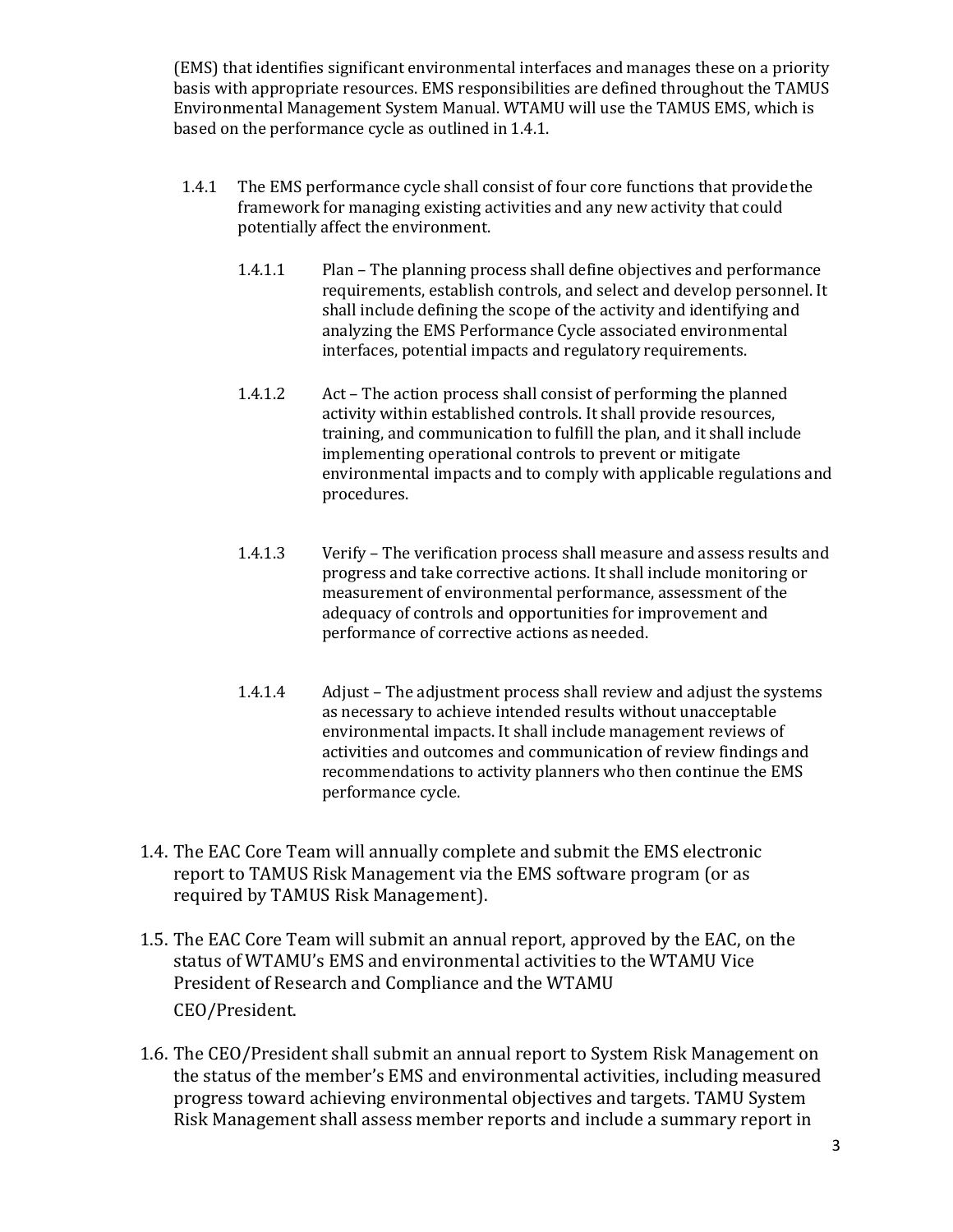(EMS) that identifies significant environmental interfaces and manages these on a priority basis with appropriate resources. EMS responsibilities are defined throughout the TAMUS Environmental Management System Manual. WTAMU will use the TAMUS EMS, which is based on the performance cycle as outlined in 1.4.1.

1.4.1 The EMS performance cycle shall consist of four core functions that provide the framework for managing existing activities and any new activity that could potentially affect the environment.

1.4.1.1 Plan – The planning process shall define objectives and performance requirements, establish controls, and select and develop personnel. It shall include defining the scope of the activity and identifying and analyzing the EMS Performance Cycle associated environmental interfaces, potential impacts and regulatory requirements.

1.4.1.2 Act – The action process shall consist of performing the planned activity within established controls. It shall provide resources, training, and communication to fulfill the plan, and it shall include implementing operational controls to prevent or mitigate environmental impacts and to comply with applicable regulations and procedures.

1.4.1.3 Verify – The verification process shall measure and assess results and progress and take corrective actions. It shall include monitoring or measurement of environmental performance, assessment of the adequacy of controls and opportunities for improvement and performance of corrective actions as needed.

1.4.1.4 Adjust – The adjustment process shall review and adjust the systems as necessary to achieve intended results without unacceptable environmental impacts. It shall include management reviews of activities and outcomes and communication of review findings and recommendations to activity planners who then continue the EMS performance cycle.

1.4. The EAC Core Team will annually complete and submit the EMS electronic report to TAMUS Risk Management via the EMS software program (or as required by TAMUS Risk Management).

1.5. The EAC Core Team will submit an annual report, approved by the EAC, on the status of WTAMU's EMS and environmental activities to the WTAMU Vice President of Research and Compliance and the WTAMU CEO/President.

1.6. The CEO/President shall submit an annual report to System Risk Management on the status of the member's EMS and environmental activities, including measured progress toward achieving environmental objectives and targets. TAMU System Risk Management shall assess member reports and include a summary report in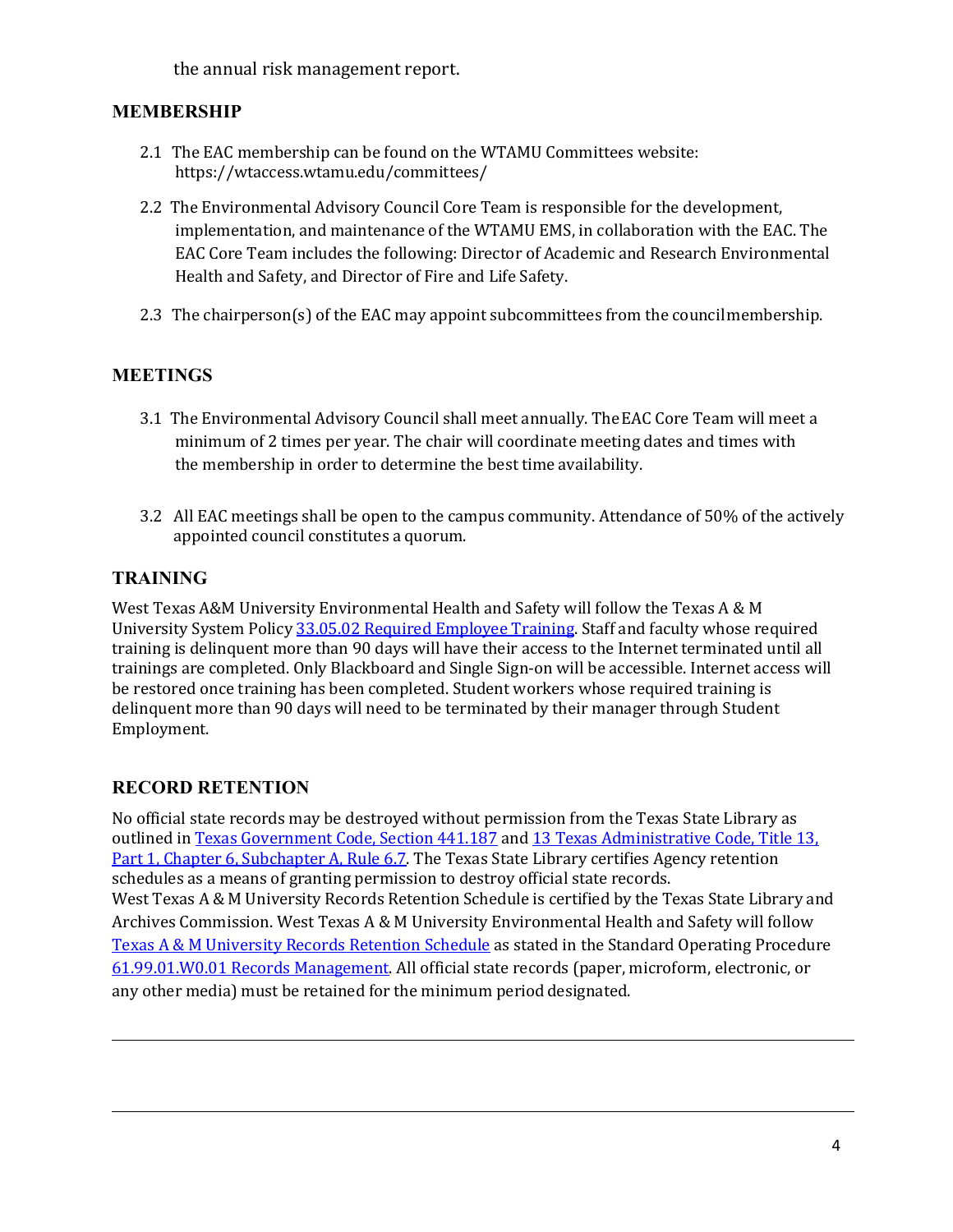the annual risk management report.

## MEMBERSHIP

2.1 The EAC membership can be found on the WTAMU Committees website: https://wtaccess.wtamu.edu/committees/

2.2 The Environmental Advisory Council Core Team is responsible for the development, implementation, and maintenance of the WTAMU EMS, in collaboration with the EAC. The EAC Core Team includes the following: Director of Academic and Research Environmental Health and Safety, and Director of Fire and Life Safety.

2.3 The chairperson(s) of the EAC may appoint subcommittees from the council membership.

## MEETINGS

3.1 The Environmental Advisory Council shall meet annually. The EAC Core Team will meet a minimum of 2 times per year. The chair will coordinate meeting dates and times with the membership in order to determine the best time availability.

3.2 All EAC meetings shall be open to the campus community. Attendance of 50% of the actively appointed council constitutes a quorum.

## TRAINING

West Texas A&M University Environmental Health and Safety will follow the Texas A & M University System Policy 33.05.02 Required Employee Training. Staff and faculty whose required training is delinquent more than 90 days will have their access to the Internet terminated until all trainings are completed. Only Blackboard and Single Sign-on will be accessible. Internet access will be restored once training has been completed. Student workers whose required training is delinquent more than 90 days will need to be terminated by their manager through Student Employment.

## RECORD RETENTION

No official state records may be destroyed without permission from the Texas State Library as outlined in Texas Government Code, Section 441.187 and 13 Texas Administrative Code, Title 13, Part 1, Chapter 6, Subchapter A, Rule 6.7. The Texas State Library certifies Agency retention schedules as a means of granting permission to destroy official state records.
West Texas A & M University Records Retention Schedule is certified by the Texas State Library and Archives Commission. West Texas A & M University Environmental Health and Safety will follow Texas A & M University Records Retention Schedule as stated in the Standard Operating Procedure 61.99.01.W0.01 Records Management. All official state records (paper, microform, electronic, or any other media) must be retained for the minimum period designated.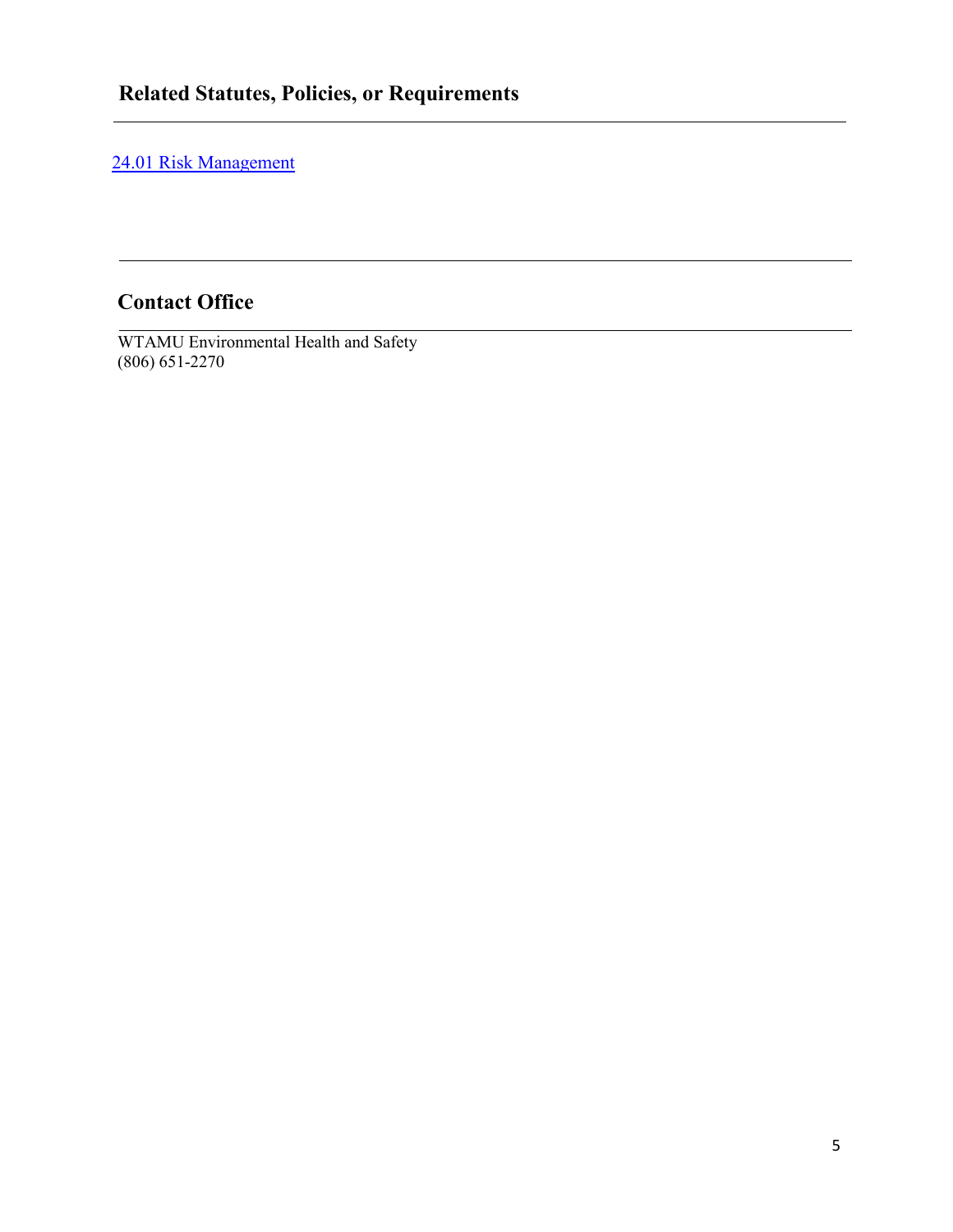## Related Statutes, Policies, or Requirements

[24.01 Risk Management]

## Contact Office

WTAMU Environmental Health and Safety
(806) 651-2270